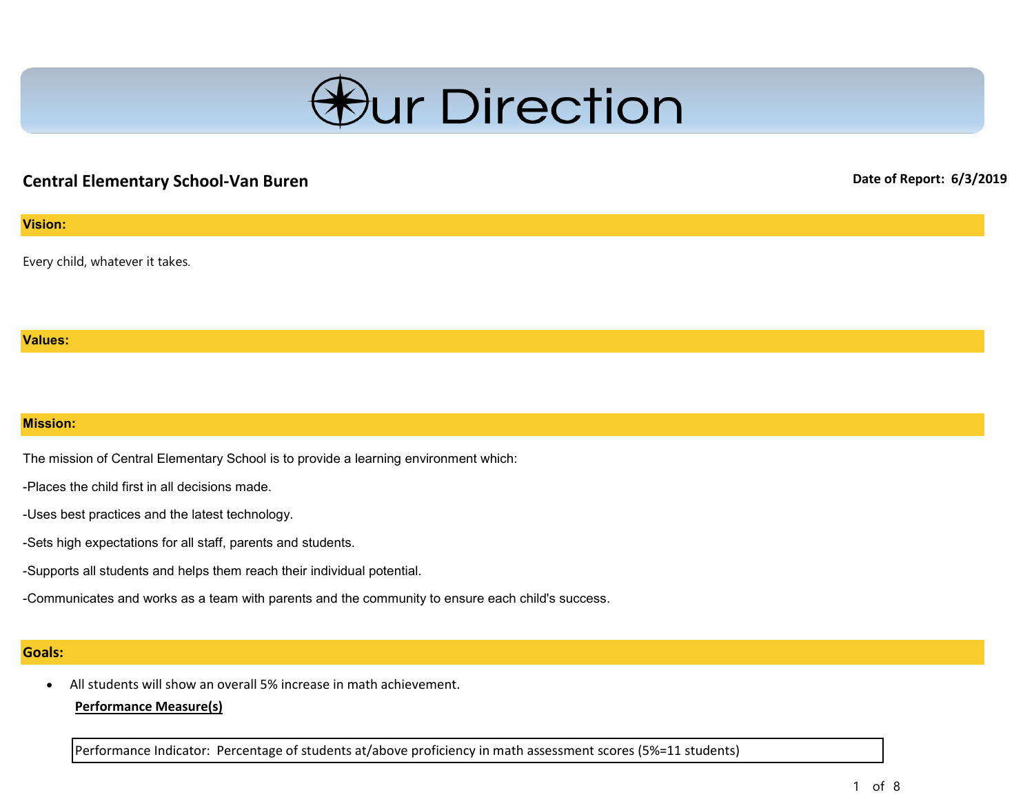# Our Direction

**Central Elementary School-Van Buren**

**Date of Report: 6/3/2019**

## Vision:

Every child, whatever it takes.

## Values:

## Mission:

The mission of Central Elementary School is to provide a learning environment which:

-Places the child first in all decisions made.

-Uses best practices and the latest technology.

-Sets high expectations for all staff, parents and students.

-Supports all students and helps them reach their individual potential.

-Communicates and works as a team with parents and the community to ensure each child's success.

## Goals:

- All students will show an overall 5% increase in math achievement.

**Performance Measure(s)**

| Performance Indicator: Percentage of students at/above proficiency in math assessment scores (5%=11 students) |
|---|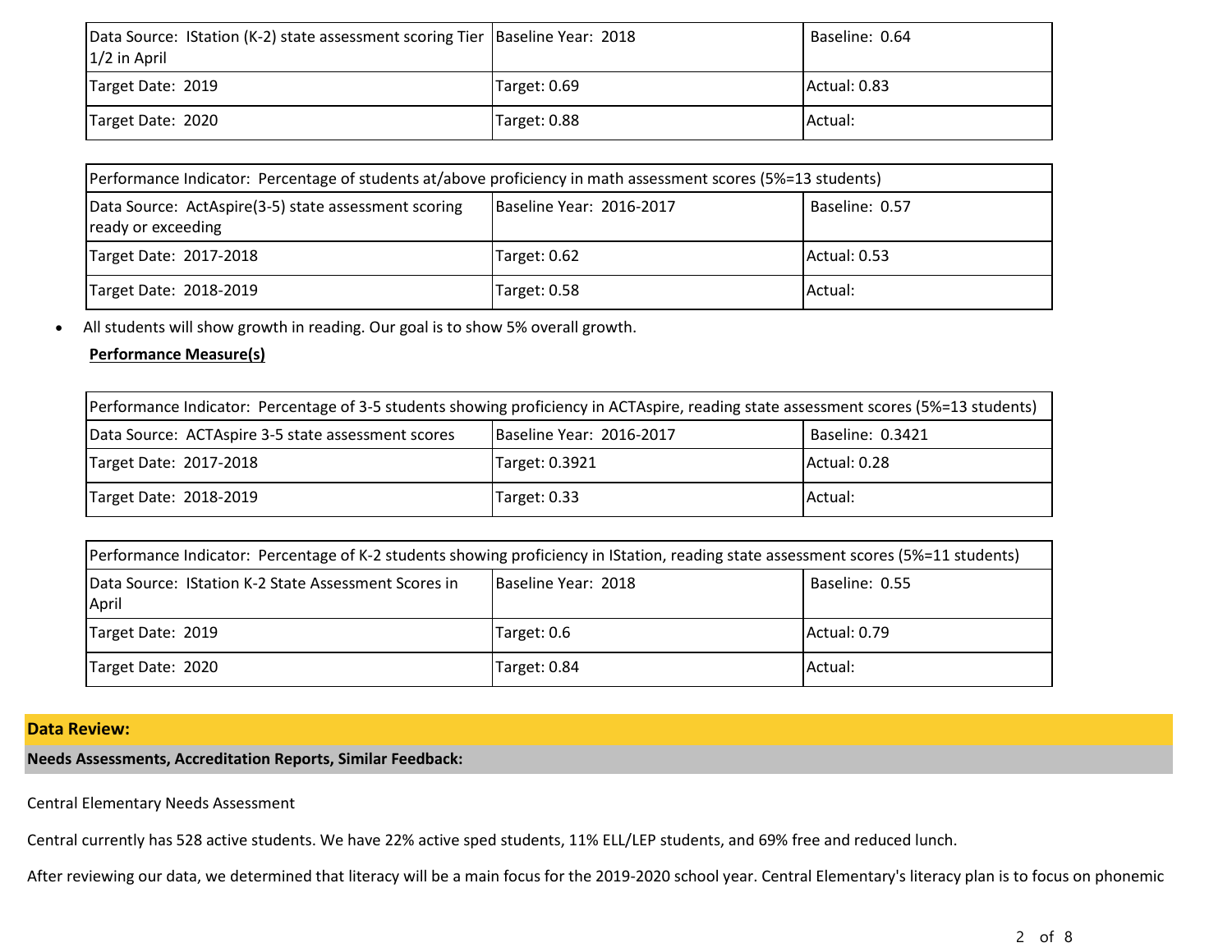| Data Source: IStation (K-2) state assessment scoring Tier 1/2 in April | Baseline Year: 2018 | Baseline: 0.64 |
|---|---|---|
| Target Date: 2019 | Target: 0.69 | Actual: 0.83 |
| Target Date: 2020 | Target: 0.88 | Actual: |

| Performance Indicator: Percentage of students at/above proficiency in math assessment scores (5%=13 students) | | |
|---|---|---|
| Data Source: ActAspire(3-5) state assessment scoring ready or exceeding | Baseline Year: 2016-2017 | Baseline: 0.57 |
| Target Date: 2017-2018 | Target: 0.62 | Actual: 0.53 |
| Target Date: 2018-2019 | Target: 0.58 | Actual: |

- All students will show growth in reading. Our goal is to show 5% overall growth.

**Performance Measure(s)**

| Performance Indicator: Percentage of 3-5 students showing proficiency in ACTAspire, reading state assessment scores (5%=13 students) | | |
|---|---|---|
| Data Source: ACTAspire 3-5 state assessment scores | Baseline Year: 2016-2017 | Baseline: 0.3421 |
| Target Date: 2017-2018 | Target: 0.3921 | Actual: 0.28 |
| Target Date: 2018-2019 | Target: 0.33 | Actual: |

| Performance Indicator: Percentage of K-2 students showing proficiency in IStation, reading state assessment scores (5%=11 students) | | |
|---|---|---|
| Data Source: IStation K-2 State Assessment Scores in April | Baseline Year: 2018 | Baseline: 0.55 |
| Target Date: 2019 | Target: 0.6 | Actual: 0.79 |
| Target Date: 2020 | Target: 0.84 | Actual: |

## Data Review:

### Needs Assessments, Accreditation Reports, Similar Feedback:

Central Elementary Needs Assessment

Central currently has 528 active students. We have 22% active sped students, 11% ELL/LEP students, and 69% free and reduced lunch.

After reviewing our data, we determined that literacy will be a main focus for the 2019-2020 school year. Central Elementary's literacy plan is to focus on phonemic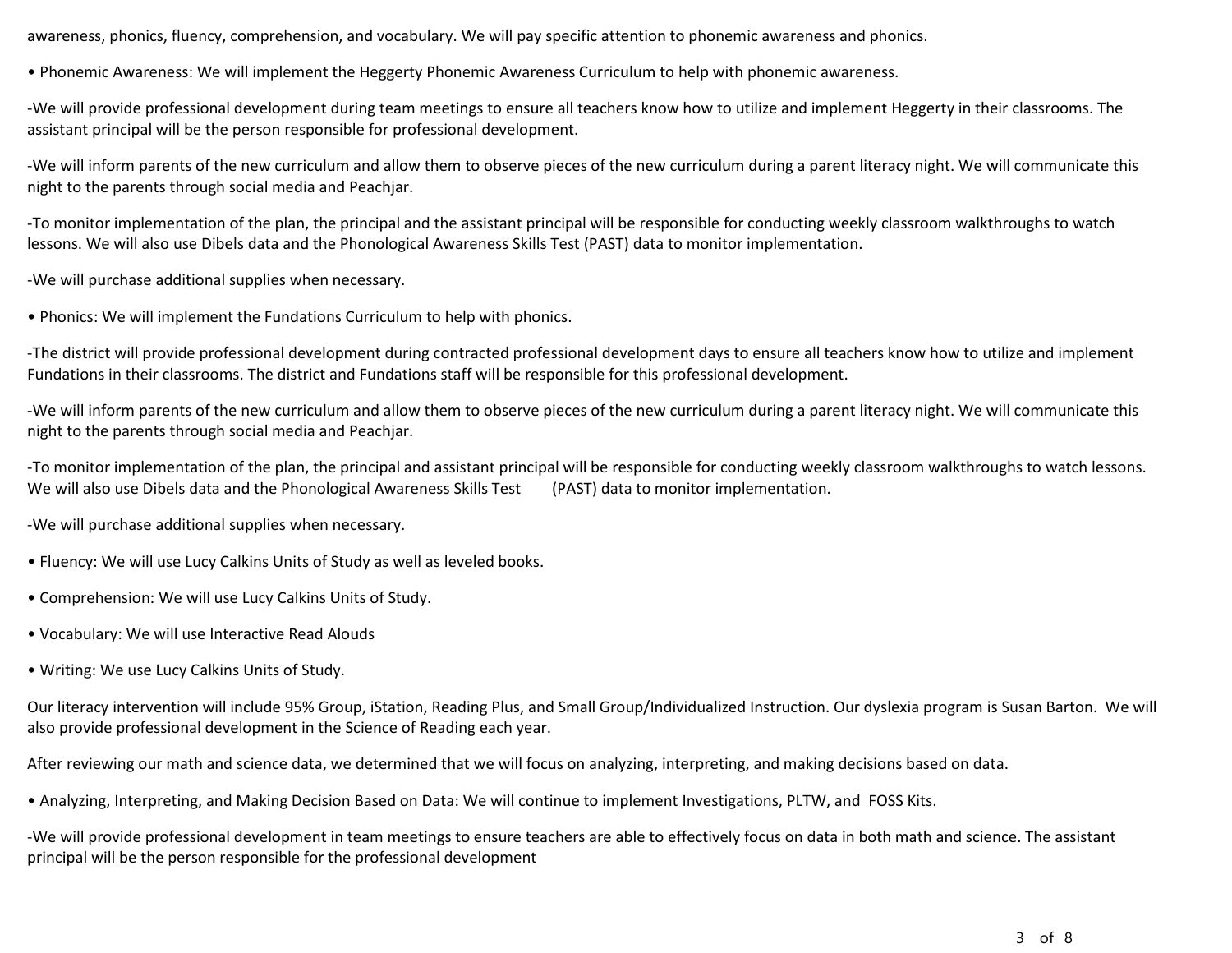awareness, phonics, fluency, comprehension, and vocabulary. We will pay specific attention to phonemic awareness and phonics.

• Phonemic Awareness: We will implement the Heggerty Phonemic Awareness Curriculum to help with phonemic awareness.

-We will provide professional development during team meetings to ensure all teachers know how to utilize and implement Heggerty in their classrooms. The assistant principal will be the person responsible for professional development.

-We will inform parents of the new curriculum and allow them to observe pieces of the new curriculum during a parent literacy night. We will communicate this night to the parents through social media and Peachjar.

-To monitor implementation of the plan, the principal and the assistant principal will be responsible for conducting weekly classroom walkthroughs to watch lessons. We will also use Dibels data and the Phonological Awareness Skills Test (PAST) data to monitor implementation.

-We will purchase additional supplies when necessary.

• Phonics: We will implement the Fundations Curriculum to help with phonics.

-The district will provide professional development during contracted professional development days to ensure all teachers know how to utilize and implement Fundations in their classrooms. The district and Fundations staff will be responsible for this professional development.

-We will inform parents of the new curriculum and allow them to observe pieces of the new curriculum during a parent literacy night. We will communicate this night to the parents through social media and Peachjar.

-To monitor implementation of the plan, the principal and assistant principal will be responsible for conducting weekly classroom walkthroughs to watch lessons. We will also use Dibels data and the Phonological Awareness Skills Test (PAST) data to monitor implementation.

-We will purchase additional supplies when necessary.

• Fluency: We will use Lucy Calkins Units of Study as well as leveled books.

• Comprehension: We will use Lucy Calkins Units of Study.

• Vocabulary: We will use Interactive Read Alouds

• Writing: We use Lucy Calkins Units of Study.

Our literacy intervention will include 95% Group, iStation, Reading Plus, and Small Group/Individualized Instruction. Our dyslexia program is Susan Barton. We will also provide professional development in the Science of Reading each year.

After reviewing our math and science data, we determined that we will focus on analyzing, interpreting, and making decisions based on data.

• Analyzing, Interpreting, and Making Decision Based on Data: We will continue to implement Investigations, PLTW, and FOSS Kits.

-We will provide professional development in team meetings to ensure teachers are able to effectively focus on data in both math and science. The assistant principal will be the person responsible for the professional development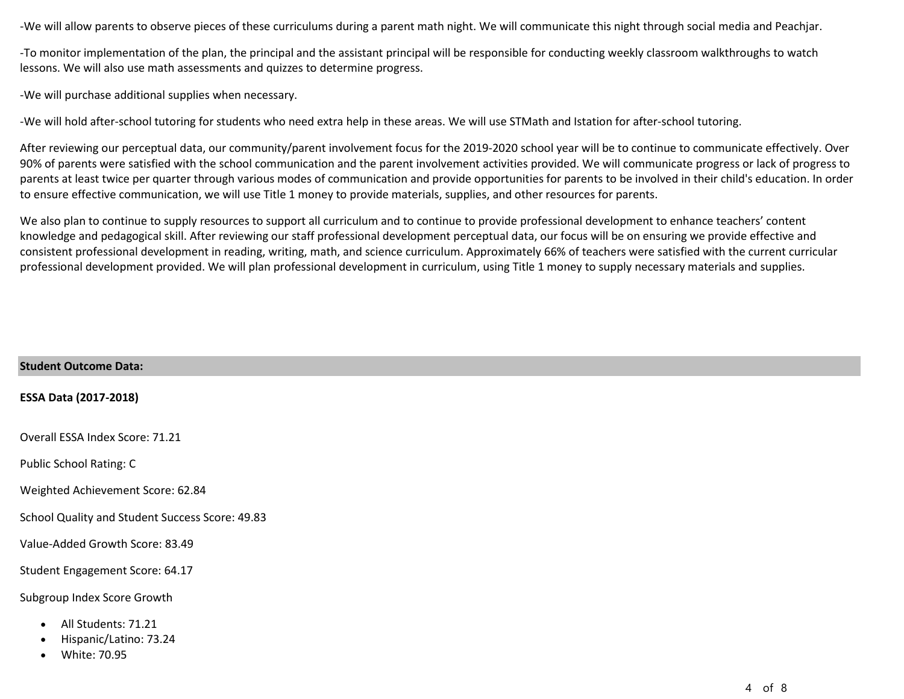-We will allow parents to observe pieces of these curriculums during a parent math night. We will communicate this night through social media and Peachjar.

-To monitor implementation of the plan, the principal and the assistant principal will be responsible for conducting weekly classroom walkthroughs to watch lessons. We will also use math assessments and quizzes to determine progress.

-We will purchase additional supplies when necessary.

-We will hold after-school tutoring for students who need extra help in these areas. We will use STMath and Istation for after-school tutoring.

After reviewing our perceptual data, our community/parent involvement focus for the 2019-2020 school year will be to continue to communicate effectively. Over 90% of parents were satisfied with the school communication and the parent involvement activities provided. We will communicate progress or lack of progress to parents at least twice per quarter through various modes of communication and provide opportunities for parents to be involved in their child's education. In order to ensure effective communication, we will use Title 1 money to provide materials, supplies, and other resources for parents.

We also plan to continue to supply resources to support all curriculum and to continue to provide professional development to enhance teachers' content knowledge and pedagogical skill. After reviewing our staff professional development perceptual data, our focus will be on ensuring we provide effective and consistent professional development in reading, writing, math, and science curriculum. Approximately 66% of teachers were satisfied with the current curricular professional development provided. We will plan professional development in curriculum, using Title 1 money to supply necessary materials and supplies.

## Student Outcome Data:

**ESSA Data (2017-2018)**

Overall ESSA Index Score: 71.21

Public School Rating: C

Weighted Achievement Score: 62.84

School Quality and Student Success Score: 49.83

Value-Added Growth Score: 83.49

Student Engagement Score: 64.17

Subgroup Index Score Growth

- All Students: 71.21
- Hispanic/Latino: 73.24
- White: 70.95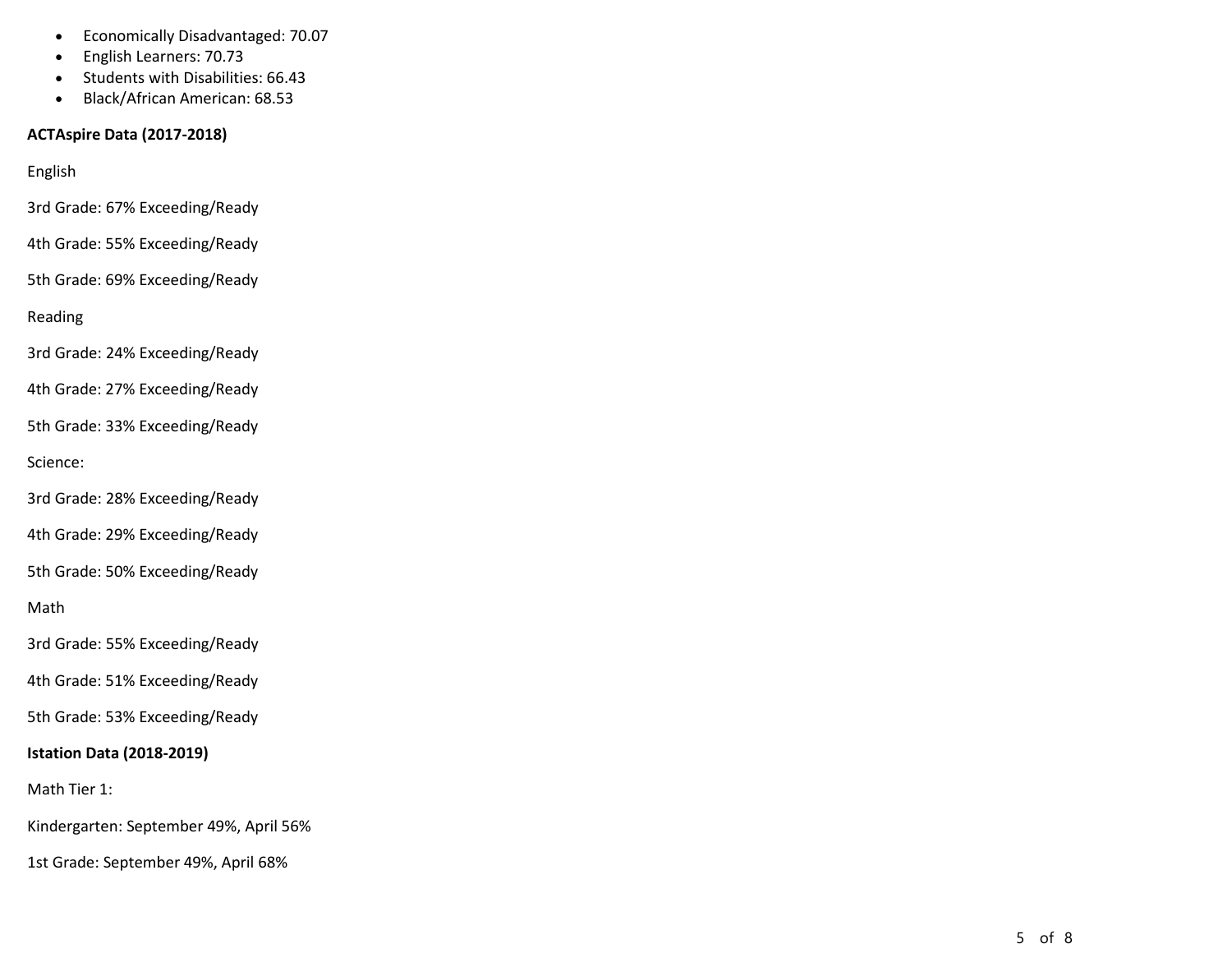- Economically Disadvantaged: 70.07
- English Learners: 70.73
- Students with Disabilities: 66.43
- Black/African American: 68.53

**ACTAspire Data (2017-2018)**

English

3rd Grade: 67% Exceeding/Ready

4th Grade: 55% Exceeding/Ready

5th Grade: 69% Exceeding/Ready

Reading

3rd Grade: 24% Exceeding/Ready

4th Grade: 27% Exceeding/Ready

5th Grade: 33% Exceeding/Ready

Science:

3rd Grade: 28% Exceeding/Ready

4th Grade: 29% Exceeding/Ready

5th Grade: 50% Exceeding/Ready

Math

3rd Grade: 55% Exceeding/Ready

4th Grade: 51% Exceeding/Ready

5th Grade: 53% Exceeding/Ready

**Istation Data (2018-2019)**

Math Tier 1:

Kindergarten: September 49%, April 56%

1st Grade: September 49%, April 68%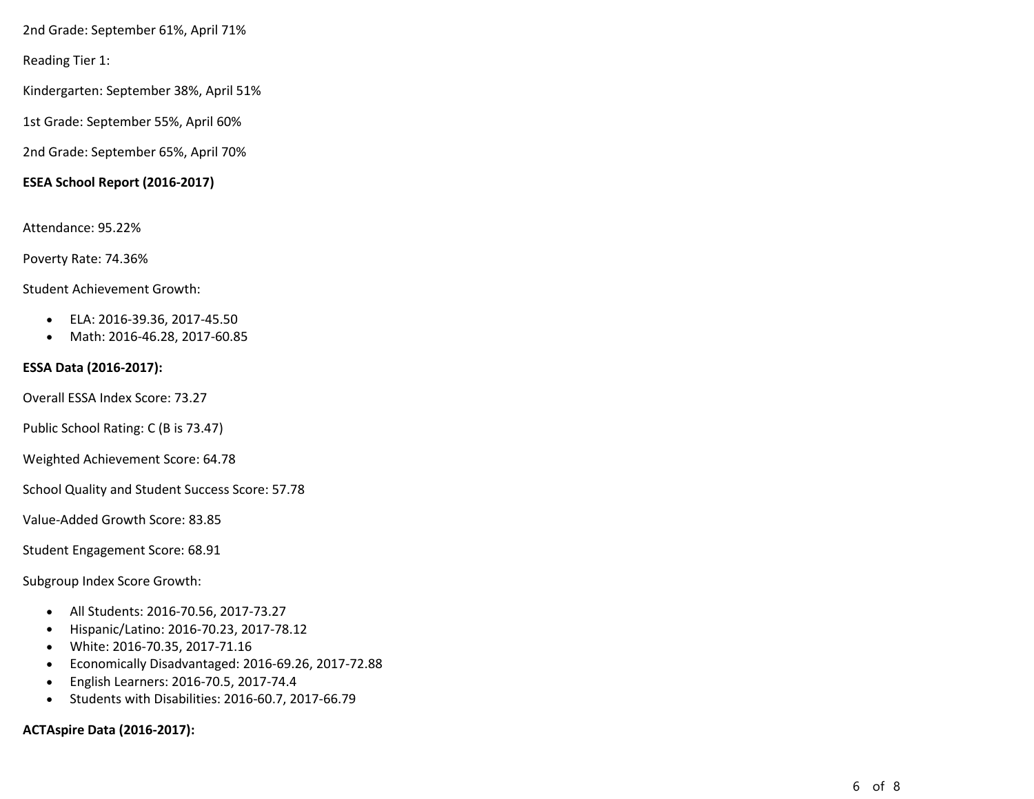2nd Grade: September 61%, April 71%

Reading Tier 1:

Kindergarten: September 38%, April 51%

1st Grade: September 55%, April 60%

2nd Grade: September 65%, April 70%

**ESEA School Report (2016-2017)**

Attendance: 95.22%

Poverty Rate: 74.36%

Student Achievement Growth:

- ELA: 2016-39.36, 2017-45.50
- Math: 2016-46.28, 2017-60.85

**ESSA Data (2016-2017):**

Overall ESSA Index Score: 73.27

Public School Rating: C (B is 73.47)

Weighted Achievement Score: 64.78

School Quality and Student Success Score: 57.78

Value-Added Growth Score: 83.85

Student Engagement Score: 68.91

Subgroup Index Score Growth:

- All Students: 2016-70.56, 2017-73.27
- Hispanic/Latino: 2016-70.23, 2017-78.12
- White: 2016-70.35, 2017-71.16
- Economically Disadvantaged: 2016-69.26, 2017-72.88
- English Learners: 2016-70.5, 2017-74.4
- Students with Disabilities: 2016-60.7, 2017-66.79

**ACTAspire Data (2016-2017):**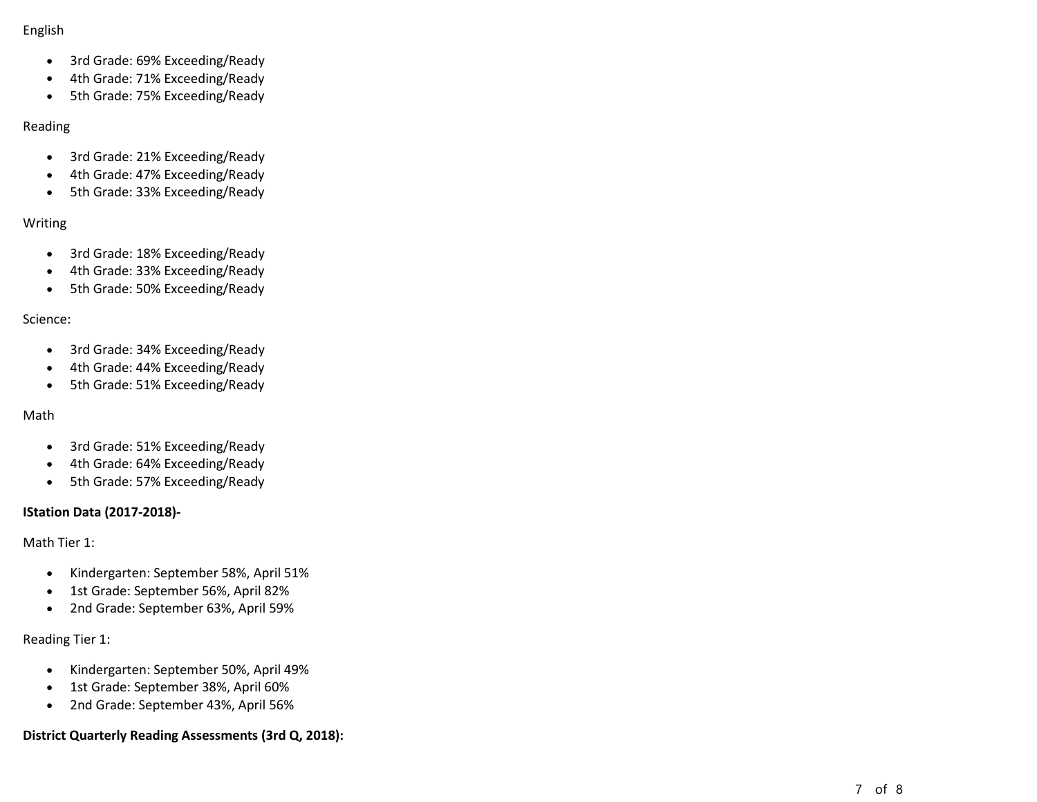English

- 3rd Grade: 69% Exceeding/Ready
- 4th Grade: 71% Exceeding/Ready
- 5th Grade: 75% Exceeding/Ready

Reading

- 3rd Grade: 21% Exceeding/Ready
- 4th Grade: 47% Exceeding/Ready
- 5th Grade: 33% Exceeding/Ready

Writing

- 3rd Grade: 18% Exceeding/Ready
- 4th Grade: 33% Exceeding/Ready
- 5th Grade: 50% Exceeding/Ready

Science:

- 3rd Grade: 34% Exceeding/Ready
- 4th Grade: 44% Exceeding/Ready
- 5th Grade: 51% Exceeding/Ready

Math

- 3rd Grade: 51% Exceeding/Ready
- 4th Grade: 64% Exceeding/Ready
- 5th Grade: 57% Exceeding/Ready

**IStation Data (2017-2018)-**

Math Tier 1:

- Kindergarten: September 58%, April 51%
- 1st Grade: September 56%, April 82%
- 2nd Grade: September 63%, April 59%

Reading Tier 1:

- Kindergarten: September 50%, April 49%
- 1st Grade: September 38%, April 60%
- 2nd Grade: September 43%, April 56%

**District Quarterly Reading Assessments (3rd Q, 2018):**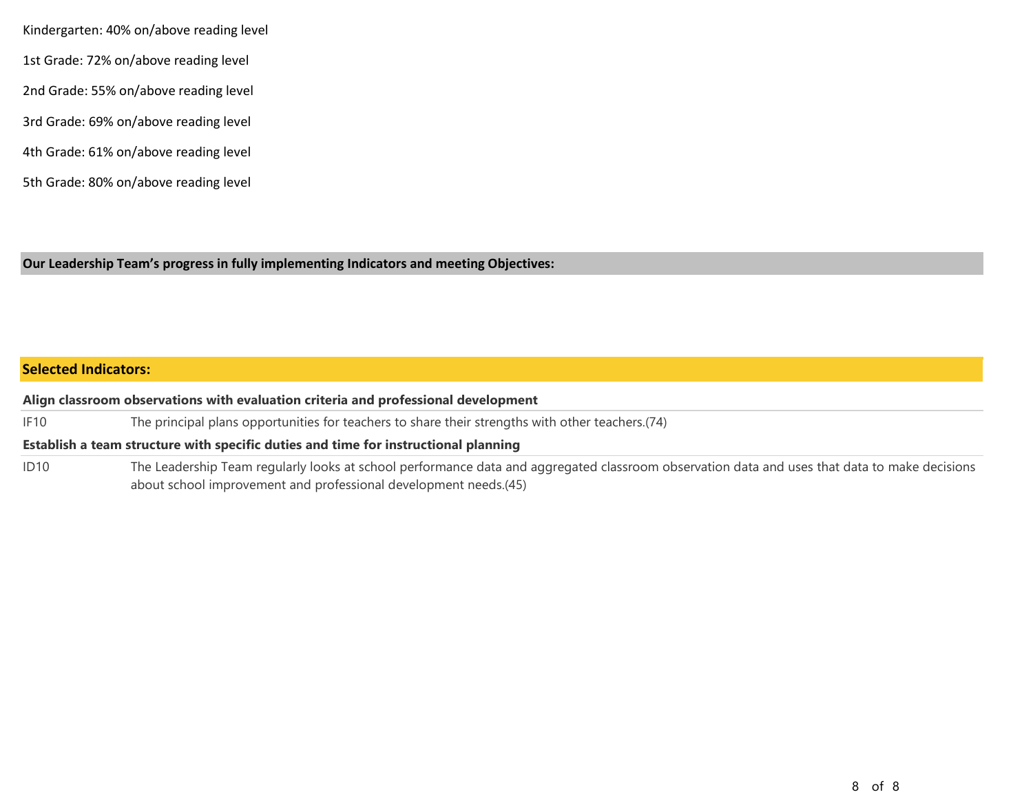Kindergarten: 40% on/above reading level

1st Grade: 72% on/above reading level

2nd Grade: 55% on/above reading level

3rd Grade: 69% on/above reading level

4th Grade: 61% on/above reading level

5th Grade: 80% on/above reading level

**Our Leadership Team's progress in fully implementing Indicators and meeting Objectives:**

## Selected Indicators:

**Align classroom observations with evaluation criteria and professional development**

| | |
|---|---|
| IF10 | The principal plans opportunities for teachers to share their strengths with other teachers.(74) |

**Establish a team structure with specific duties and time for instructional planning**

| | |
|---|---|
| ID10 | The Leadership Team regularly looks at school performance data and aggregated classroom observation data and uses that data to make decisions about school improvement and professional development needs.(45) |